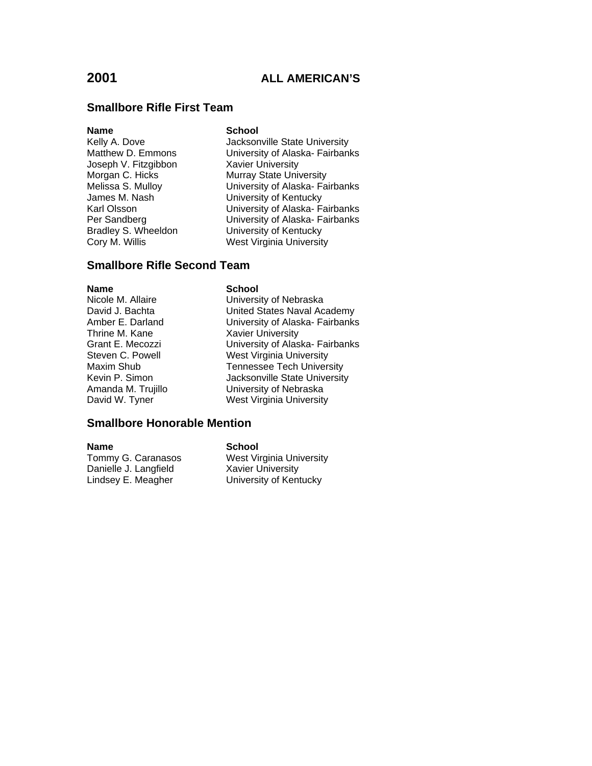# 2001 ALL AMERICAN'S

## Smallbore Rifle First Team

| Name | School |
|---|---|
| Kelly A. Dove | Jacksonville State University |
| Matthew D. Emmons | University of Alaska- Fairbanks |
| Joseph V. Fitzgibbon | Xavier University |
| Morgan C. Hicks | Murray State University |
| Melissa S. Mulloy | University of Alaska- Fairbanks |
| James M. Nash | University of Kentucky |
| Karl Olsson | University of Alaska- Fairbanks |
| Per Sandberg | University of Alaska- Fairbanks |
| Bradley S. Wheeldon | University of Kentucky |
| Cory M. Willis | West Virginia University |

## Smallbore Rifle Second Team

| Name | School |
|---|---|
| Nicole M. Allaire | University of Nebraska |
| David J. Bachta | United States Naval Academy |
| Amber E. Darland | University of Alaska- Fairbanks |
| Thrine M. Kane | Xavier University |
| Grant E. Mecozzi | University of Alaska- Fairbanks |
| Steven C. Powell | West Virginia University |
| Maxim Shub | Tennessee Tech University |
| Kevin P. Simon | Jacksonville State University |
| Amanda M. Trujillo | University of Nebraska |
| David W. Tyner | West Virginia University |

## Smallbore Honorable Mention

| Name | School |
|---|---|
| Tommy G. Caranasos | West Virginia University |
| Danielle J. Langfield | Xavier University |
| Lindsey E. Meagher | University of Kentucky |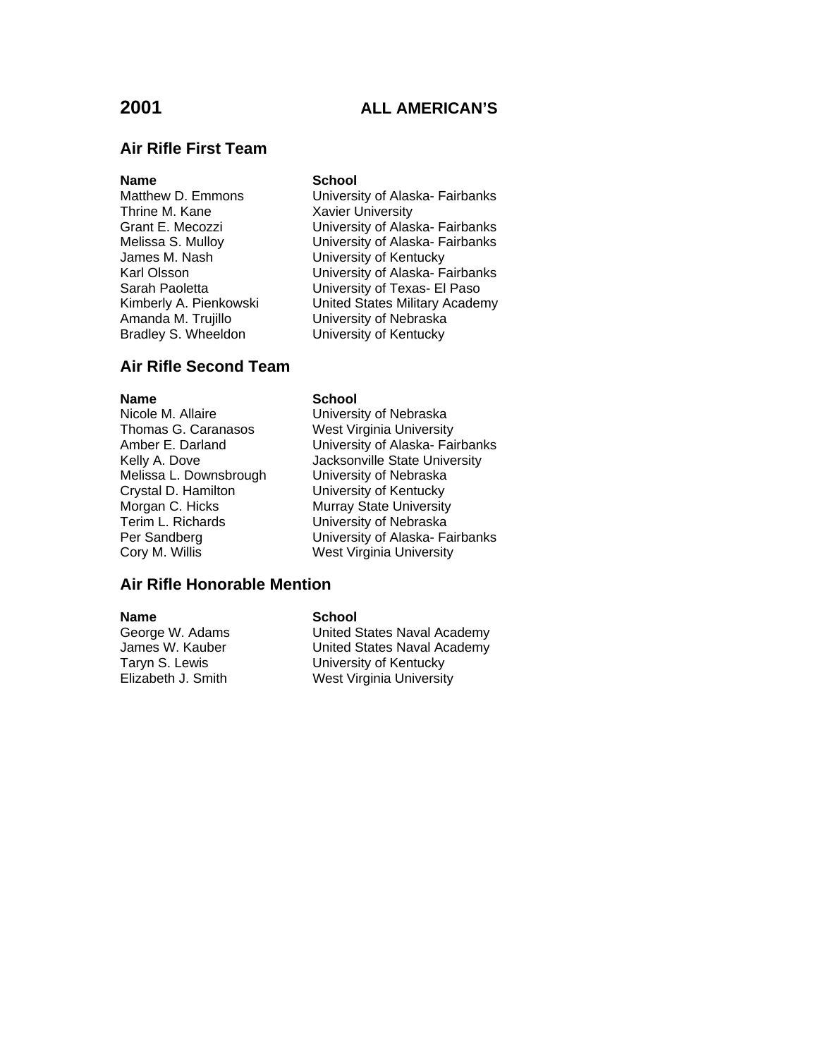# 2001 ALL AMERICAN'S

## Air Rifle First Team

| Name | School |
|---|---|
| Matthew D. Emmons | University of Alaska- Fairbanks |
| Thrine M. Kane | Xavier University |
| Grant E. Mecozzi | University of Alaska- Fairbanks |
| Melissa S. Mulloy | University of Alaska- Fairbanks |
| James M. Nash | University of Kentucky |
| Karl Olsson | University of Alaska- Fairbanks |
| Sarah Paoletta | University of Texas- El Paso |
| Kimberly A. Pienkowski | United States Military Academy |
| Amanda M. Trujillo | University of Nebraska |
| Bradley S. Wheeldon | University of Kentucky |

## Air Rifle Second Team

| Name | School |
|---|---|
| Nicole M. Allaire | University of Nebraska |
| Thomas G. Caranasos | West Virginia University |
| Amber E. Darland | University of Alaska- Fairbanks |
| Kelly A. Dove | Jacksonville State University |
| Melissa L. Downsbrough | University of Nebraska |
| Crystal D. Hamilton | University of Kentucky |
| Morgan C. Hicks | Murray State University |
| Terim L. Richards | University of Nebraska |
| Per Sandberg | University of Alaska- Fairbanks |
| Cory M. Willis | West Virginia University |

## Air Rifle Honorable Mention

| Name | School |
|---|---|
| George W. Adams | United States Naval Academy |
| James W. Kauber | United States Naval Academy |
| Taryn S. Lewis | University of Kentucky |
| Elizabeth J. Smith | West Virginia University |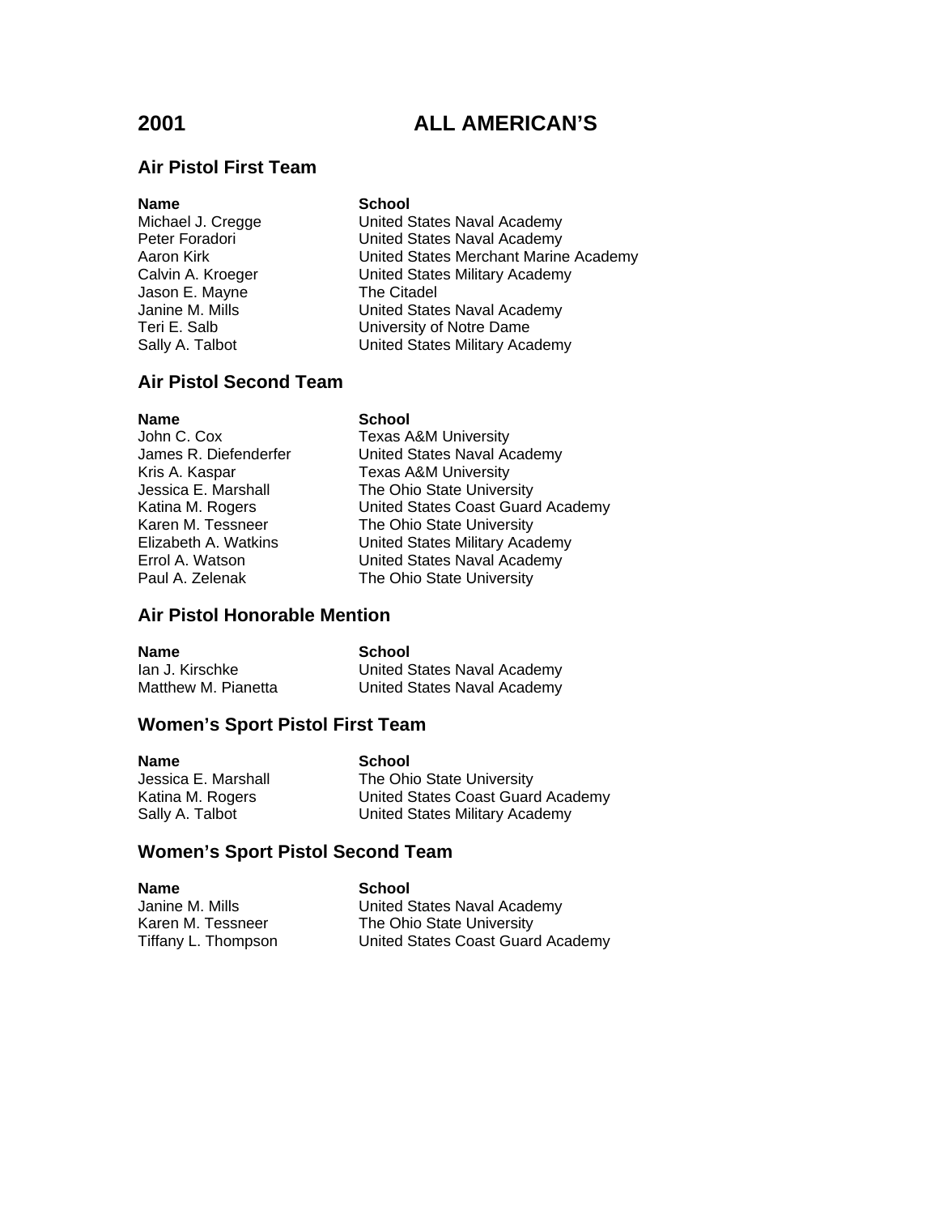# 2001 ALL AMERICAN'S

## Air Pistol First Team

| Name | School |
|---|---|
| Michael J. Cregge | United States Naval Academy |
| Peter Foradori | United States Naval Academy |
| Aaron Kirk | United States Merchant Marine Academy |
| Calvin A. Kroeger | United States Military Academy |
| Jason E. Mayne | The Citadel |
| Janine M. Mills | United States Naval Academy |
| Teri E. Salb | University of Notre Dame |
| Sally A. Talbot | United States Military Academy |

## Air Pistol Second Team

| Name | School |
|---|---|
| John C. Cox | Texas A&M University |
| James R. Diefenderfer | United States Naval Academy |
| Kris A. Kaspar | Texas A&M University |
| Jessica E. Marshall | The Ohio State University |
| Katina M. Rogers | United States Coast Guard Academy |
| Karen M. Tessneer | The Ohio State University |
| Elizabeth A. Watkins | United States Military Academy |
| Errol A. Watson | United States Naval Academy |
| Paul A. Zelenak | The Ohio State University |

## Air Pistol Honorable Mention

| Name | School |
|---|---|
| Ian J. Kirschke | United States Naval Academy |
| Matthew M. Pianetta | United States Naval Academy |

## Women's Sport Pistol First Team

| Name | School |
|---|---|
| Jessica E. Marshall | The Ohio State University |
| Katina M. Rogers | United States Coast Guard Academy |
| Sally A. Talbot | United States Military Academy |

## Women's Sport Pistol Second Team

| Name | School |
|---|---|
| Janine M. Mills | United States Naval Academy |
| Karen M. Tessneer | The Ohio State University |
| Tiffany L. Thompson | United States Coast Guard Academy |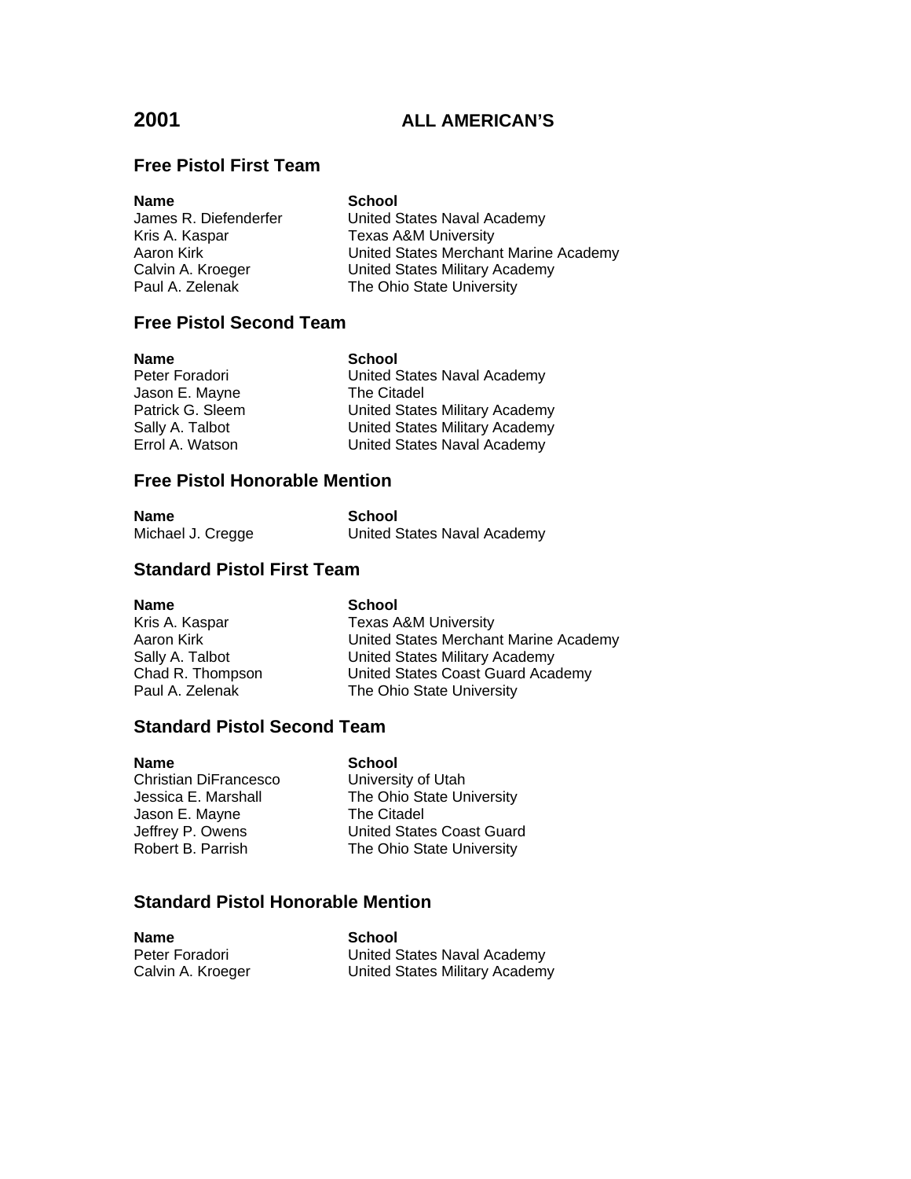# 2001 ALL AMERICAN'S

## Free Pistol First Team

| Name | School |
|---|---|
| James R. Diefenderfer | United States Naval Academy |
| Kris A. Kaspar | Texas A&M University |
| Aaron Kirk | United States Merchant Marine Academy |
| Calvin A. Kroeger | United States Military Academy |
| Paul A. Zelenak | The Ohio State University |

## Free Pistol Second Team

| Name | School |
|---|---|
| Peter Foradori | United States Naval Academy |
| Jason E. Mayne | The Citadel |
| Patrick G. Sleem | United States Military Academy |
| Sally A. Talbot | United States Military Academy |
| Errol A. Watson | United States Naval Academy |

## Free Pistol Honorable Mention

| Name | School |
|---|---|
| Michael J. Cregge | United States Naval Academy |

## Standard Pistol First Team

| Name | School |
|---|---|
| Kris A. Kaspar | Texas A&M University |
| Aaron Kirk | United States Merchant Marine Academy |
| Sally A. Talbot | United States Military Academy |
| Chad R. Thompson | United States Coast Guard Academy |
| Paul A. Zelenak | The Ohio State University |

## Standard Pistol Second Team

| Name | School |
|---|---|
| Christian DiFrancesco | University of Utah |
| Jessica E. Marshall | The Ohio State University |
| Jason E. Mayne | The Citadel |
| Jeffrey P. Owens | United States Coast Guard |
| Robert B. Parrish | The Ohio State University |

## Standard Pistol Honorable Mention

| Name | School |
|---|---|
| Peter Foradori | United States Naval Academy |
| Calvin A. Kroeger | United States Military Academy |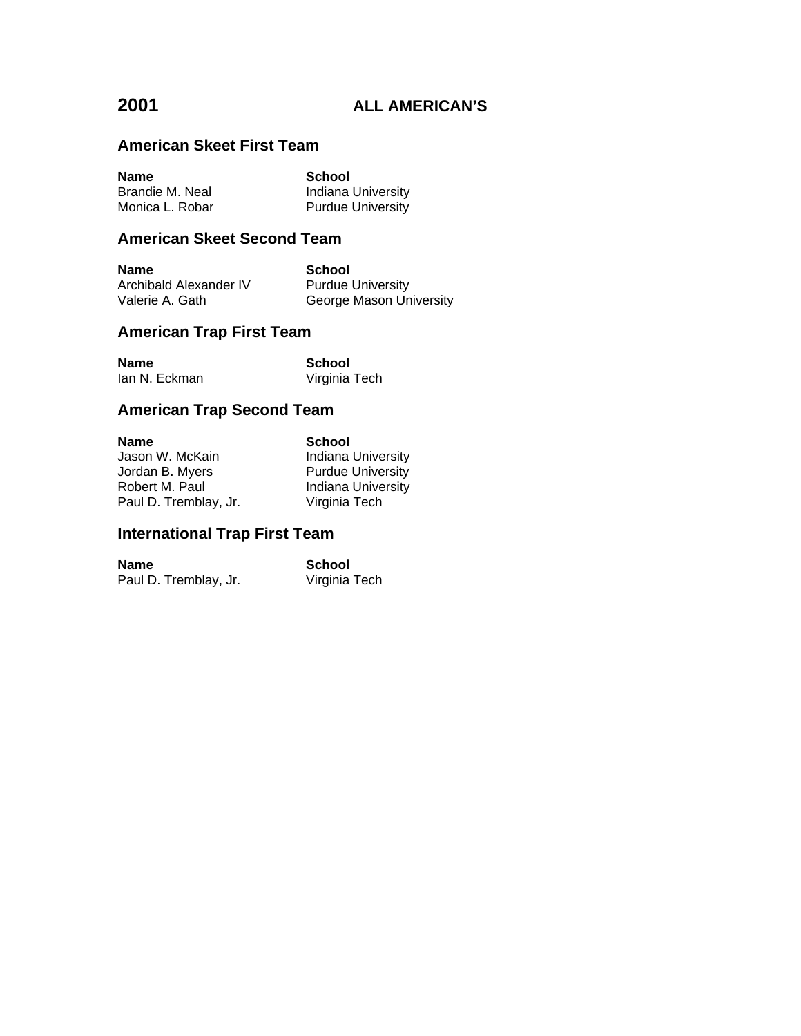# 2001 ALL AMERICAN'S

## American Skeet First Team

| Name | School |
| --- | --- |
| Brandie M. Neal | Indiana University |
| Monica L. Robar | Purdue University |

## American Skeet Second Team

| Name | School |
| --- | --- |
| Archibald Alexander IV | Purdue University |
| Valerie A. Gath | George Mason University |

## American Trap First Team

| Name | School |
| --- | --- |
| Ian N. Eckman | Virginia Tech |

## American Trap Second Team

| Name | School |
| --- | --- |
| Jason W. McKain | Indiana University |
| Jordan B. Myers | Purdue University |
| Robert M. Paul | Indiana University |
| Paul D. Tremblay, Jr. | Virginia Tech |

## International Trap First Team

| Name | School |
| --- | --- |
| Paul D. Tremblay, Jr. | Virginia Tech |